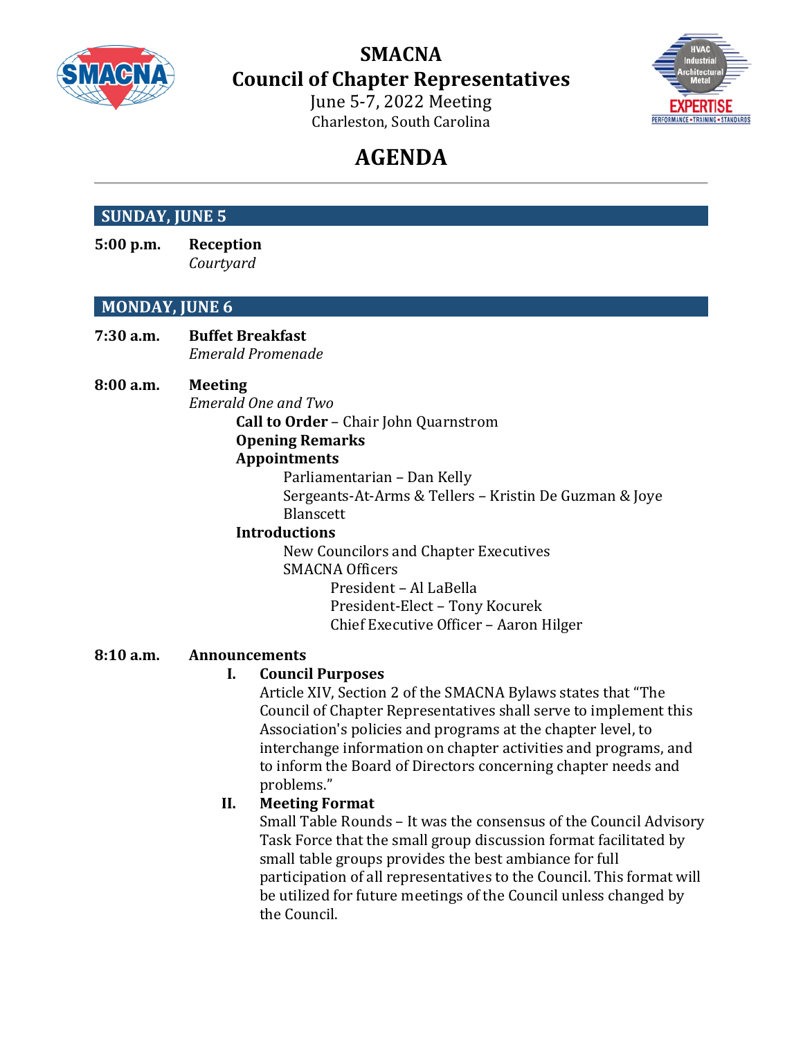# SMACNA
# Council of Chapter Representatives

June 5-7, 2022 Meeting
Charleston, South Carolina

# AGENDA

## SUNDAY, JUNE 5

**5:00 p.m.** **Reception**
*Courtyard*

## MONDAY, JUNE 6

**7:30 a.m.** **Buffet Breakfast**
*Emerald Promenade*

**8:00 a.m.** **Meeting**
*Emerald One and Two*

- **Call to Order** – Chair John Quarnstrom
- **Opening Remarks**
- **Appointments**
  - Parliamentarian – Dan Kelly
  - Sergeants-At-Arms & Tellers – Kristin De Guzman & Joye Blanscett
- **Introductions**
  - New Councilors and Chapter Executives
  - SMACNA Officers
    - President – Al LaBella
    - President-Elect – Tony Kocurek
    - Chief Executive Officer – Aaron Hilger

**8:10 a.m.** **Announcements**

**I. Council Purposes**

Article XIV, Section 2 of the SMACNA Bylaws states that "The Council of Chapter Representatives shall serve to implement this Association's policies and programs at the chapter level, to interchange information on chapter activities and programs, and to inform the Board of Directors concerning chapter needs and problems."

**II. Meeting Format**

Small Table Rounds – It was the consensus of the Council Advisory Task Force that the small group discussion format facilitated by small table groups provides the best ambiance for full participation of all representatives to the Council. This format will be utilized for future meetings of the Council unless changed by the Council.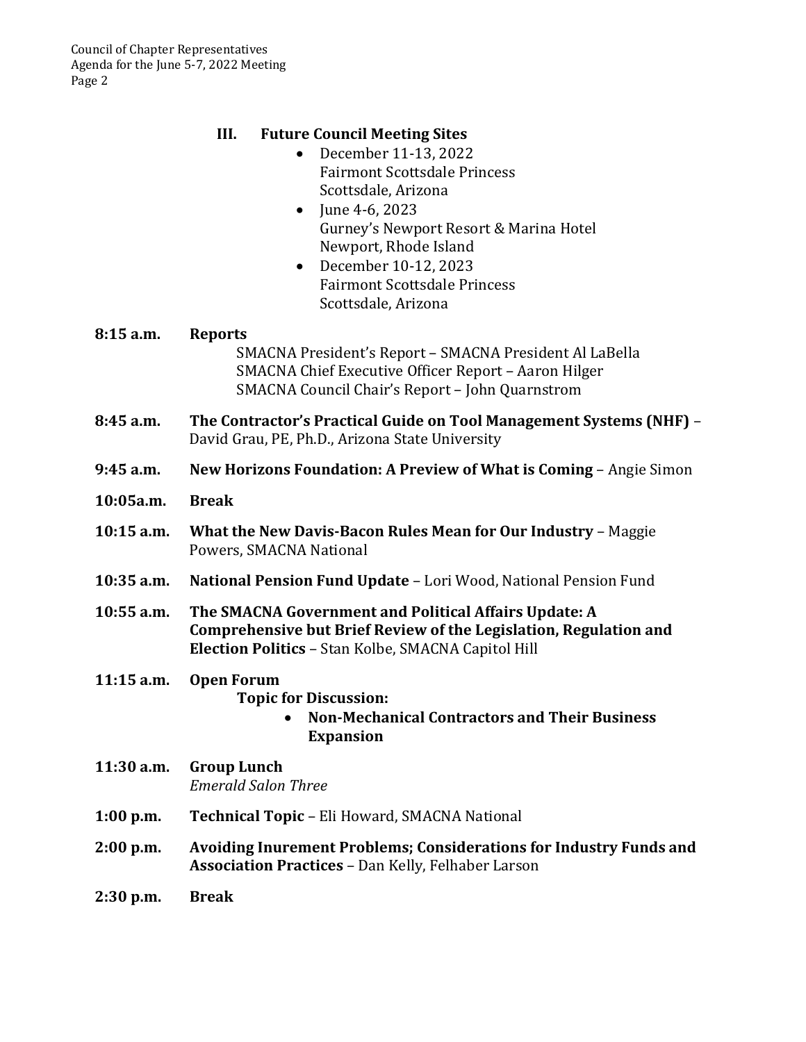### III. Future Council Meeting Sites

- December 11-13, 2022
  Fairmont Scottsdale Princess
  Scottsdale, Arizona
- June 4-6, 2023
  Gurney's Newport Resort & Marina Hotel
  Newport, Rhode Island
- December 10-12, 2023
  Fairmont Scottsdale Princess
  Scottsdale, Arizona

**8:15 a.m.** **Reports**
SMACNA President's Report – SMACNA President Al LaBella
SMACNA Chief Executive Officer Report – Aaron Hilger
SMACNA Council Chair's Report – John Quarnstrom

**8:45 a.m.** **The Contractor's Practical Guide on Tool Management Systems (NHF)** – David Grau, PE, Ph.D., Arizona State University

**9:45 a.m.** **New Horizons Foundation: A Preview of What is Coming** – Angie Simon

**10:05a.m.** **Break**

**10:15 a.m.** **What the New Davis-Bacon Rules Mean for Our Industry** – Maggie Powers, SMACNA National

**10:35 a.m.** **National Pension Fund Update** – Lori Wood, National Pension Fund

**10:55 a.m.** **The SMACNA Government and Political Affairs Update: A Comprehensive but Brief Review of the Legislation, Regulation and Election Politics** – Stan Kolbe, SMACNA Capitol Hill

**11:15 a.m.** **Open Forum**
**Topic for Discussion:**
- **Non-Mechanical Contractors and Their Business Expansion**

**11:30 a.m.** **Group Lunch**
*Emerald Salon Three*

**1:00 p.m.** **Technical Topic** – Eli Howard, SMACNA National

**2:00 p.m.** **Avoiding Inurement Problems; Considerations for Industry Funds and Association Practices** – Dan Kelly, Felhaber Larson

**2:30 p.m.** **Break**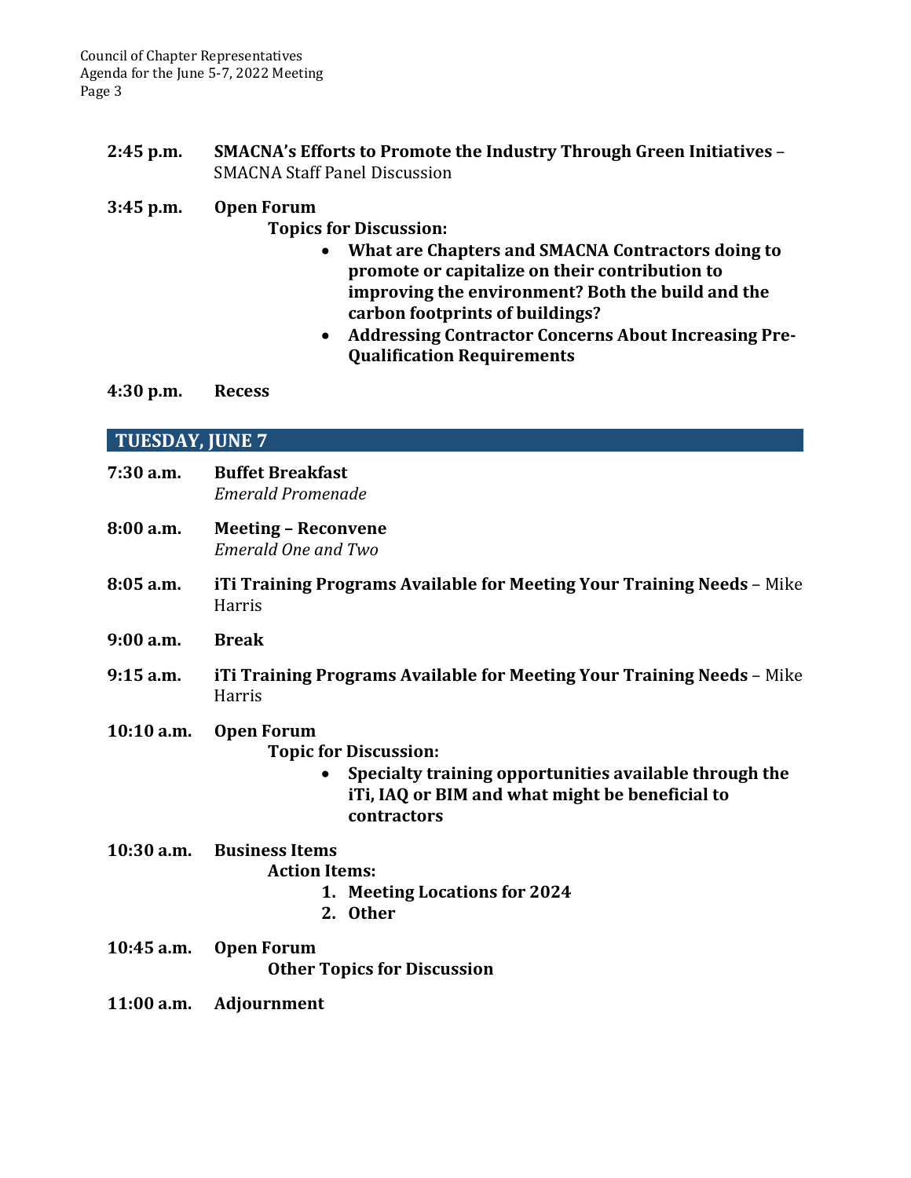**2:45 p.m.** **SMACNA's Efforts to Promote the Industry Through Green Initiatives** – SMACNA Staff Panel Discussion

**3:45 p.m.** **Open Forum**

**Topics for Discussion:**

- **What are Chapters and SMACNA Contractors doing to promote or capitalize on their contribution to improving the environment? Both the build and the carbon footprints of buildings?**
- **Addressing Contractor Concerns About Increasing Pre-Qualification Requirements**

**4:30 p.m.** **Recess**

## TUESDAY, JUNE 7

**7:30 a.m.** **Buffet Breakfast**
*Emerald Promenade*

**8:00 a.m.** **Meeting – Reconvene**
*Emerald One and Two*

**8:05 a.m.** **iTi Training Programs Available for Meeting Your Training Needs** – Mike Harris

**9:00 a.m.** **Break**

**9:15 a.m.** **iTi Training Programs Available for Meeting Your Training Needs** – Mike Harris

**10:10 a.m.** **Open Forum**

**Topic for Discussion:**

- **Specialty training opportunities available through the iTi, IAQ or BIM and what might be beneficial to contractors**

**10:30 a.m.** **Business Items**

**Action Items:**

1. **Meeting Locations for 2024**
2. **Other**

**10:45 a.m.** **Open Forum**

**Other Topics for Discussion**

**11:00 a.m.** **Adjournment**